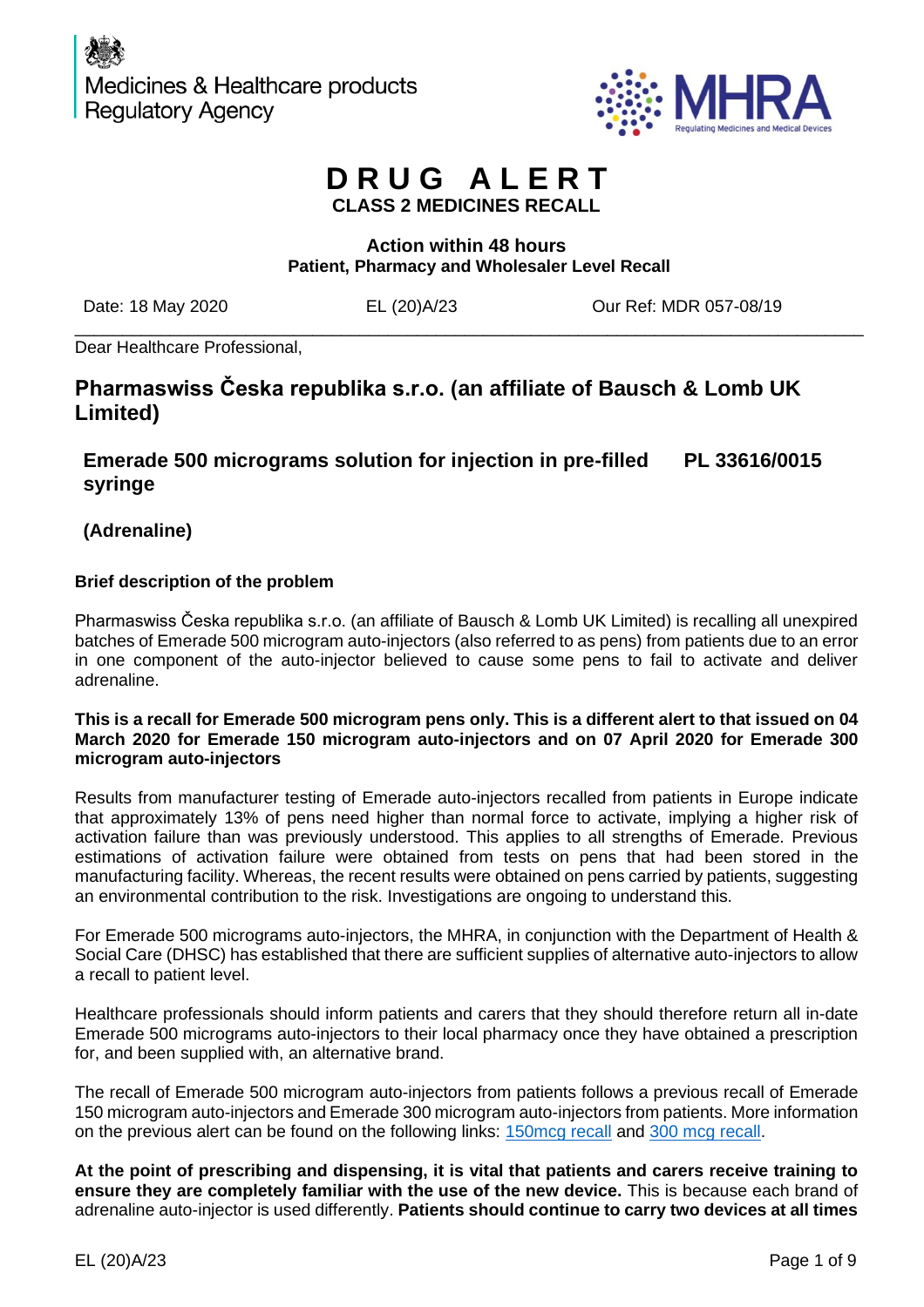Medicines & Healthcare products Regulatory Agency

MHRA — Regulating Medicines and Medical Devices

# DRUG ALERT

## CLASS 2 MEDICINES RECALL

**Action within 48 hours**
**Patient, Pharmacy and Wholesaler Level Recall**

Date: 18 May 2020 | EL (20)A/23 | Our Ref: MDR 057-08/19

Dear Healthcare Professional,

## Pharmaswiss Česka republika s.r.o. (an affiliate of Bausch & Lomb UK Limited)

### Emerade 500 micrograms solution for injection in pre-filled syringe — PL 33616/0015

### (Adrenaline)

**Brief description of the problem**

Pharmaswiss Česka republika s.r.o. (an affiliate of Bausch & Lomb UK Limited) is recalling all unexpired batches of Emerade 500 microgram auto-injectors (also referred to as pens) from patients due to an error in one component of the auto-injector believed to cause some pens to fail to activate and deliver adrenaline.

**This is a recall for Emerade 500 microgram pens only. This is a different alert to that issued on 04 March 2020 for Emerade 150 microgram auto-injectors and on 07 April 2020 for Emerade 300 microgram auto-injectors**

Results from manufacturer testing of Emerade auto-injectors recalled from patients in Europe indicate that approximately 13% of pens need higher than normal force to activate, implying a higher risk of activation failure than was previously understood. This applies to all strengths of Emerade. Previous estimations of activation failure were obtained from tests on pens that had been stored in the manufacturing facility. Whereas, the recent results were obtained on pens carried by patients, suggesting an environmental contribution to the risk. Investigations are ongoing to understand this.

For Emerade 500 micrograms auto-injectors, the MHRA, in conjunction with the Department of Health & Social Care (DHSC) has established that there are sufficient supplies of alternative auto-injectors to allow a recall to patient level.

Healthcare professionals should inform patients and carers that they should therefore return all in-date Emerade 500 micrograms auto-injectors to their local pharmacy once they have obtained a prescription for, and been supplied with, an alternative brand.

The recall of Emerade 500 microgram auto-injectors from patients follows a previous recall of Emerade 150 microgram auto-injectors and Emerade 300 microgram auto-injectors from patients. More information on the previous alert can be found on the following links: 150mcg recall and 300 mcg recall.

**At the point of prescribing and dispensing, it is vital that patients and carers receive training to ensure they are completely familiar with the use of the new device.** This is because each brand of adrenaline auto-injector is used differently. **Patients should continue to carry two devices at all times**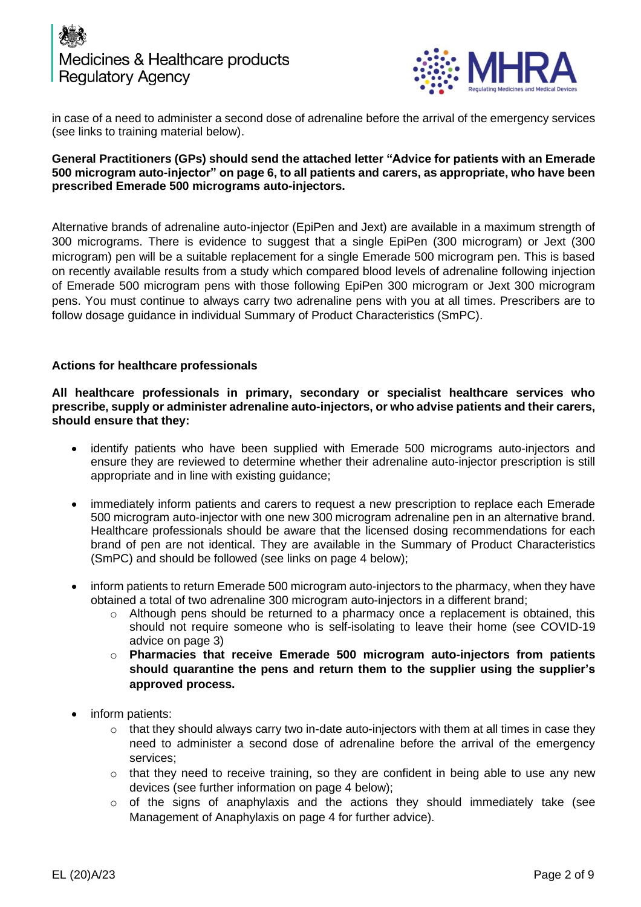in case of a need to administer a second dose of adrenaline before the arrival of the emergency services (see links to training material below).

**General Practitioners (GPs) should send the attached letter "Advice for patients with an Emerade 500 microgram auto-injector" on page 6, to all patients and carers, as appropriate, who have been prescribed Emerade 500 micrograms auto-injectors.**

Alternative brands of adrenaline auto-injector (EpiPen and Jext) are available in a maximum strength of 300 micrograms. There is evidence to suggest that a single EpiPen (300 microgram) or Jext (300 microgram) pen will be a suitable replacement for a single Emerade 500 microgram pen. This is based on recently available results from a study which compared blood levels of adrenaline following injection of Emerade 500 microgram pens with those following EpiPen 300 microgram or Jext 300 microgram pens. You must continue to always carry two adrenaline pens with you at all times. Prescribers are to follow dosage guidance in individual Summary of Product Characteristics (SmPC).

**Actions for healthcare professionals**

**All healthcare professionals in primary, secondary or specialist healthcare services who prescribe, supply or administer adrenaline auto-injectors, or who advise patients and their carers, should ensure that they:**

- identify patients who have been supplied with Emerade 500 micrograms auto-injectors and ensure they are reviewed to determine whether their adrenaline auto-injector prescription is still appropriate and in line with existing guidance;
- immediately inform patients and carers to request a new prescription to replace each Emerade 500 microgram auto-injector with one new 300 microgram adrenaline pen in an alternative brand. Healthcare professionals should be aware that the licensed dosing recommendations for each brand of pen are not identical. They are available in the Summary of Product Characteristics (SmPC) and should be followed (see links on page 4 below);
- inform patients to return Emerade 500 microgram auto-injectors to the pharmacy, when they have obtained a total of two adrenaline 300 microgram auto-injectors in a different brand;
  - Although pens should be returned to a pharmacy once a replacement is obtained, this should not require someone who is self-isolating to leave their home (see COVID-19 advice on page 3)
  - **Pharmacies that receive Emerade 500 microgram auto-injectors from patients should quarantine the pens and return them to the supplier using the supplier's approved process.**
- inform patients:
  - that they should always carry two in-date auto-injectors with them at all times in case they need to administer a second dose of adrenaline before the arrival of the emergency services;
  - that they need to receive training, so they are confident in being able to use any new devices (see further information on page 4 below);
  - of the signs of anaphylaxis and the actions they should immediately take (see Management of Anaphylaxis on page 4 for further advice).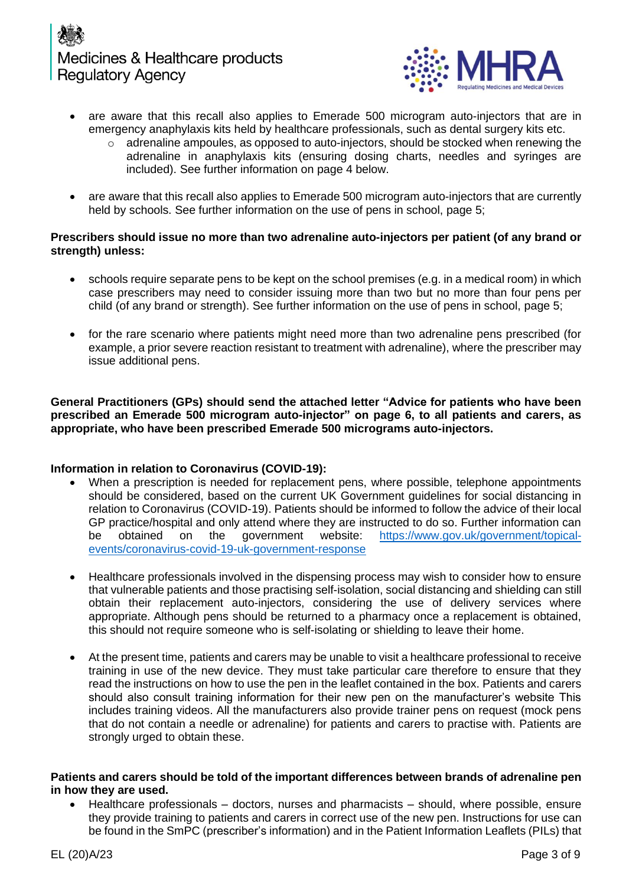- are aware that this recall also applies to Emerade 500 microgram auto-injectors that are in emergency anaphylaxis kits held by healthcare professionals, such as dental surgery kits etc.
    - adrenaline ampoules, as opposed to auto-injectors, should be stocked when renewing the adrenaline in anaphylaxis kits (ensuring dosing charts, needles and syringes are included). See further information on page 4 below.

- are aware that this recall also applies to Emerade 500 microgram auto-injectors that are currently held by schools. See further information on the use of pens in school, page 5;

**Prescribers should issue no more than two adrenaline auto-injectors per patient (of any brand or strength) unless:**

- schools require separate pens to be kept on the school premises (e.g. in a medical room) in which case prescribers may need to consider issuing more than two but no more than four pens per child (of any brand or strength). See further information on the use of pens in school, page 5;

- for the rare scenario where patients might need more than two adrenaline pens prescribed (for example, a prior severe reaction resistant to treatment with adrenaline), where the prescriber may issue additional pens.

**General Practitioners (GPs) should send the attached letter "Advice for patients who have been prescribed an Emerade 500 microgram auto-injector" on page 6, to all patients and carers, as appropriate, who have been prescribed Emerade 500 micrograms auto-injectors.**

**Information in relation to Coronavirus (COVID-19):**

- When a prescription is needed for replacement pens, where possible, telephone appointments should be considered, based on the current UK Government guidelines for social distancing in relation to Coronavirus (COVID-19). Patients should be informed to follow the advice of their local GP practice/hospital and only attend where they are instructed to do so. Further information can be obtained on the government website: https://www.gov.uk/government/topical-events/coronavirus-covid-19-uk-government-response

- Healthcare professionals involved in the dispensing process may wish to consider how to ensure that vulnerable patients and those practising self-isolation, social distancing and shielding can still obtain their replacement auto-injectors, considering the use of delivery services where appropriate. Although pens should be returned to a pharmacy once a replacement is obtained, this should not require someone who is self-isolating or shielding to leave their home.

- At the present time, patients and carers may be unable to visit a healthcare professional to receive training in use of the new device. They must take particular care therefore to ensure that they read the instructions on how to use the pen in the leaflet contained in the box. Patients and carers should also consult training information for their new pen on the manufacturer's website This includes training videos. All the manufacturers also provide trainer pens on request (mock pens that do not contain a needle or adrenaline) for patients and carers to practise with. Patients are strongly urged to obtain these.

**Patients and carers should be told of the important differences between brands of adrenaline pen in how they are used.**

- Healthcare professionals – doctors, nurses and pharmacists – should, where possible, ensure they provide training to patients and carers in correct use of the new pen. Instructions for use can be found in the SmPC (prescriber's information) and in the Patient Information Leaflets (PILs) that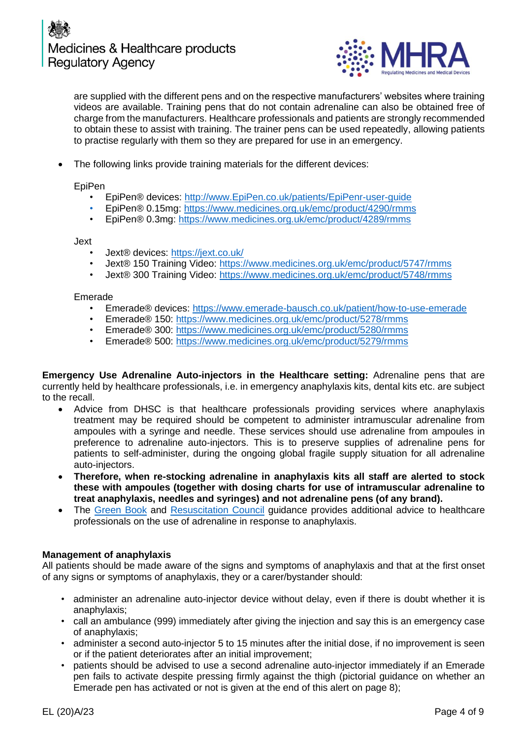are supplied with the different pens and on the respective manufacturers' websites where training videos are available. Training pens that do not contain adrenaline can also be obtained free of charge from the manufacturers. Healthcare professionals and patients are strongly recommended to obtain these to assist with training. The trainer pens can be used repeatedly, allowing patients to practise regularly with them so they are prepared for use in an emergency.

- The following links provide training materials for the different devices:

  EpiPen
  - EpiPen® devices: [http://www.EpiPen.co.uk/patients/EpiPenr-user-guide](http://www.EpiPen.co.uk/patients/EpiPenr-user-guide)
  - EpiPen® 0.15mg: [https://www.medicines.org.uk/emc/product/4290/rmms](https://www.medicines.org.uk/emc/product/4290/rmms)
  - EpiPen® 0.3mg: [https://www.medicines.org.uk/emc/product/4289/rmms](https://www.medicines.org.uk/emc/product/4289/rmms)

  Jext
  - Jext® devices: [https://jext.co.uk/](https://jext.co.uk/)
  - Jext® 150 Training Video: [https://www.medicines.org.uk/emc/product/5747/rmms](https://www.medicines.org.uk/emc/product/5747/rmms)
  - Jext® 300 Training Video: [https://www.medicines.org.uk/emc/product/5748/rmms](https://www.medicines.org.uk/emc/product/5748/rmms)

  Emerade
  - Emerade® devices: [https://www.emerade-bausch.co.uk/patient/how-to-use-emerade](https://www.emerade-bausch.co.uk/patient/how-to-use-emerade)
  - Emerade® 150: [https://www.medicines.org.uk/emc/product/5278/rmms](https://www.medicines.org.uk/emc/product/5278/rmms)
  - Emerade® 300: [https://www.medicines.org.uk/emc/product/5280/rmms](https://www.medicines.org.uk/emc/product/5280/rmms)
  - Emerade® 500: [https://www.medicines.org.uk/emc/product/5279/rmms](https://www.medicines.org.uk/emc/product/5279/rmms)

**Emergency Use Adrenaline Auto-injectors in the Healthcare setting:** Adrenaline pens that are currently held by healthcare professionals, i.e. in emergency anaphylaxis kits, dental kits etc. are subject to the recall.

- Advice from DHSC is that healthcare professionals providing services where anaphylaxis treatment may be required should be competent to administer intramuscular adrenaline from ampoules with a syringe and needle. These services should use adrenaline from ampoules in preference to adrenaline auto-injectors. This is to preserve supplies of adrenaline pens for patients to self-administer, during the ongoing global fragile supply situation for all adrenaline auto-injectors.
- **Therefore, when re-stocking adrenaline in anaphylaxis kits all staff are alerted to stock these with ampoules (together with dosing charts for use of intramuscular adrenaline to treat anaphylaxis, needles and syringes) and not adrenaline pens (of any brand).**
- The Green Book and Resuscitation Council guidance provides additional advice to healthcare professionals on the use of adrenaline in response to anaphylaxis.

**Management of anaphylaxis**

All patients should be made aware of the signs and symptoms of anaphylaxis and that at the first onset of any signs or symptoms of anaphylaxis, they or a carer/bystander should:

- administer an adrenaline auto-injector device without delay, even if there is doubt whether it is anaphylaxis;
- call an ambulance (999) immediately after giving the injection and say this is an emergency case of anaphylaxis;
- administer a second auto-injector 5 to 15 minutes after the initial dose, if no improvement is seen or if the patient deteriorates after an initial improvement;
- patients should be advised to use a second adrenaline auto-injector immediately if an Emerade pen fails to activate despite pressing firmly against the thigh (pictorial guidance on whether an Emerade pen has activated or not is given at the end of this alert on page 8);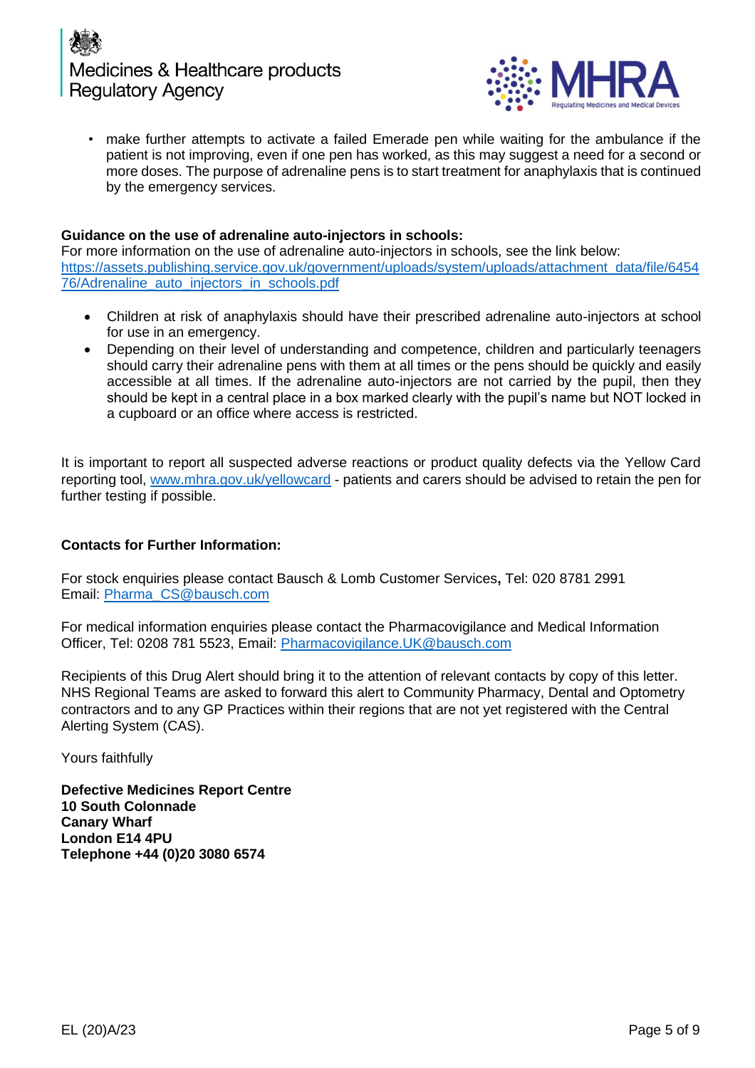- make further attempts to activate a failed Emerade pen while waiting for the ambulance if the patient is not improving, even if one pen has worked, as this may suggest a need for a second or more doses. The purpose of adrenaline pens is to start treatment for anaphylaxis that is continued by the emergency services.

**Guidance on the use of adrenaline auto-injectors in schools:**
For more information on the use of adrenaline auto-injectors in schools, see the link below:
https://assets.publishing.service.gov.uk/government/uploads/system/uploads/attachment_data/file/645476/Adrenaline_auto_injectors_in_schools.pdf

- Children at risk of anaphylaxis should have their prescribed adrenaline auto-injectors at school for use in an emergency.
- Depending on their level of understanding and competence, children and particularly teenagers should carry their adrenaline pens with them at all times or the pens should be quickly and easily accessible at all times. If the adrenaline auto-injectors are not carried by the pupil, then they should be kept in a central place in a box marked clearly with the pupil's name but NOT locked in a cupboard or an office where access is restricted.

It is important to report all suspected adverse reactions or product quality defects via the Yellow Card reporting tool, www.mhra.gov.uk/yellowcard - patients and carers should be advised to retain the pen for further testing if possible.

**Contacts for Further Information:**

For stock enquiries please contact Bausch & Lomb Customer Services**,** Tel: 020 8781 2991
Email: Pharma_CS@bausch.com

For medical information enquiries please contact the Pharmacovigilance and Medical Information Officer, Tel: 0208 781 5523, Email: Pharmacovigilance.UK@bausch.com

Recipients of this Drug Alert should bring it to the attention of relevant contacts by copy of this letter. NHS Regional Teams are asked to forward this alert to Community Pharmacy, Dental and Optometry contractors and to any GP Practices within their regions that are not yet registered with the Central Alerting System (CAS).

Yours faithfully

**Defective Medicines Report Centre**
**10 South Colonnade**
**Canary Wharf**
**London E14 4PU**
**Telephone +44 (0)20 3080 6574**

EL (20)A/23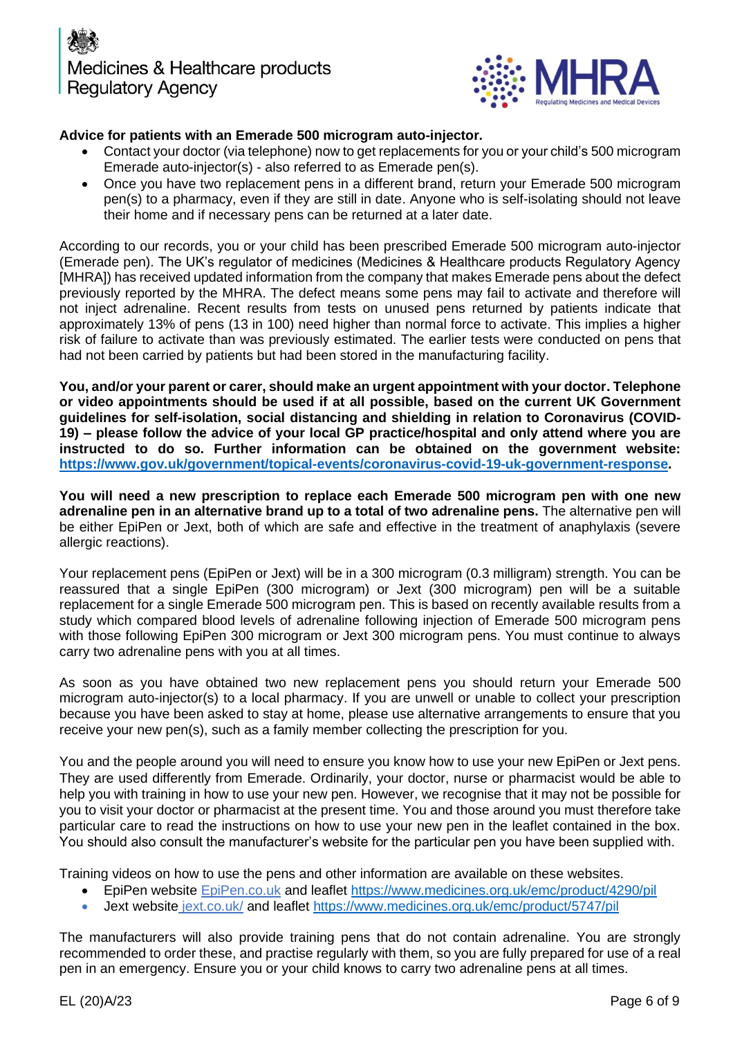**Advice for patients with an Emerade 500 microgram auto-injector.**

- Contact your doctor (via telephone) now to get replacements for you or your child's 500 microgram Emerade auto-injector(s) - also referred to as Emerade pen(s).
- Once you have two replacement pens in a different brand, return your Emerade 500 microgram pen(s) to a pharmacy, even if they are still in date. Anyone who is self-isolating should not leave their home and if necessary pens can be returned at a later date.

According to our records, you or your child has been prescribed Emerade 500 microgram auto-injector (Emerade pen). The UK's regulator of medicines (Medicines & Healthcare products Regulatory Agency [MHRA]) has received updated information from the company that makes Emerade pens about the defect previously reported by the MHRA. The defect means some pens may fail to activate and therefore will not inject adrenaline. Recent results from tests on unused pens returned by patients indicate that approximately 13% of pens (13 in 100) need higher than normal force to activate. This implies a higher risk of failure to activate than was previously estimated. The earlier tests were conducted on pens that had not been carried by patients but had been stored in the manufacturing facility.

**You, and/or your parent or carer, should make an urgent appointment with your doctor. Telephone or video appointments should be used if at all possible, based on the current UK Government guidelines for self-isolation, social distancing and shielding in relation to Coronavirus (COVID-19) – please follow the advice of your local GP practice/hospital and only attend where you are instructed to do so. Further information can be obtained on the government website: https://www.gov.uk/government/topical-events/coronavirus-covid-19-uk-government-response.**

**You will need a new prescription to replace each Emerade 500 microgram pen with one new adrenaline pen in an alternative brand up to a total of two adrenaline pens.** The alternative pen will be either EpiPen or Jext, both of which are safe and effective in the treatment of anaphylaxis (severe allergic reactions).

Your replacement pens (EpiPen or Jext) will be in a 300 microgram (0.3 milligram) strength. You can be reassured that a single EpiPen (300 microgram) or Jext (300 microgram) pen will be a suitable replacement for a single Emerade 500 microgram pen. This is based on recently available results from a study which compared blood levels of adrenaline following injection of Emerade 500 microgram pens with those following EpiPen 300 microgram or Jext 300 microgram pens. You must continue to always carry two adrenaline pens with you at all times.

As soon as you have obtained two new replacement pens you should return your Emerade 500 microgram auto-injector(s) to a local pharmacy. If you are unwell or unable to collect your prescription because you have been asked to stay at home, please use alternative arrangements to ensure that you receive your new pen(s), such as a family member collecting the prescription for you.

You and the people around you will need to ensure you know how to use your new EpiPen or Jext pens. They are used differently from Emerade. Ordinarily, your doctor, nurse or pharmacist would be able to help you with training in how to use your new pen. However, we recognise that it may not be possible for you to visit your doctor or pharmacist at the present time. You and those around you must therefore take particular care to read the instructions on how to use your new pen in the leaflet contained in the box. You should also consult the manufacturer's website for the particular pen you have been supplied with.

Training videos on how to use the pens and other information are available on these websites.

- EpiPen website EpiPen.co.uk and leaflet https://www.medicines.org.uk/emc/product/4290/pil
- Jext website jext.co.uk/ and leaflet https://www.medicines.org.uk/emc/product/5747/pil

The manufacturers will also provide training pens that do not contain adrenaline. You are strongly recommended to order these, and practise regularly with them, so you are fully prepared for use of a real pen in an emergency. Ensure you or your child knows to carry two adrenaline pens at all times.

EL (20)A/23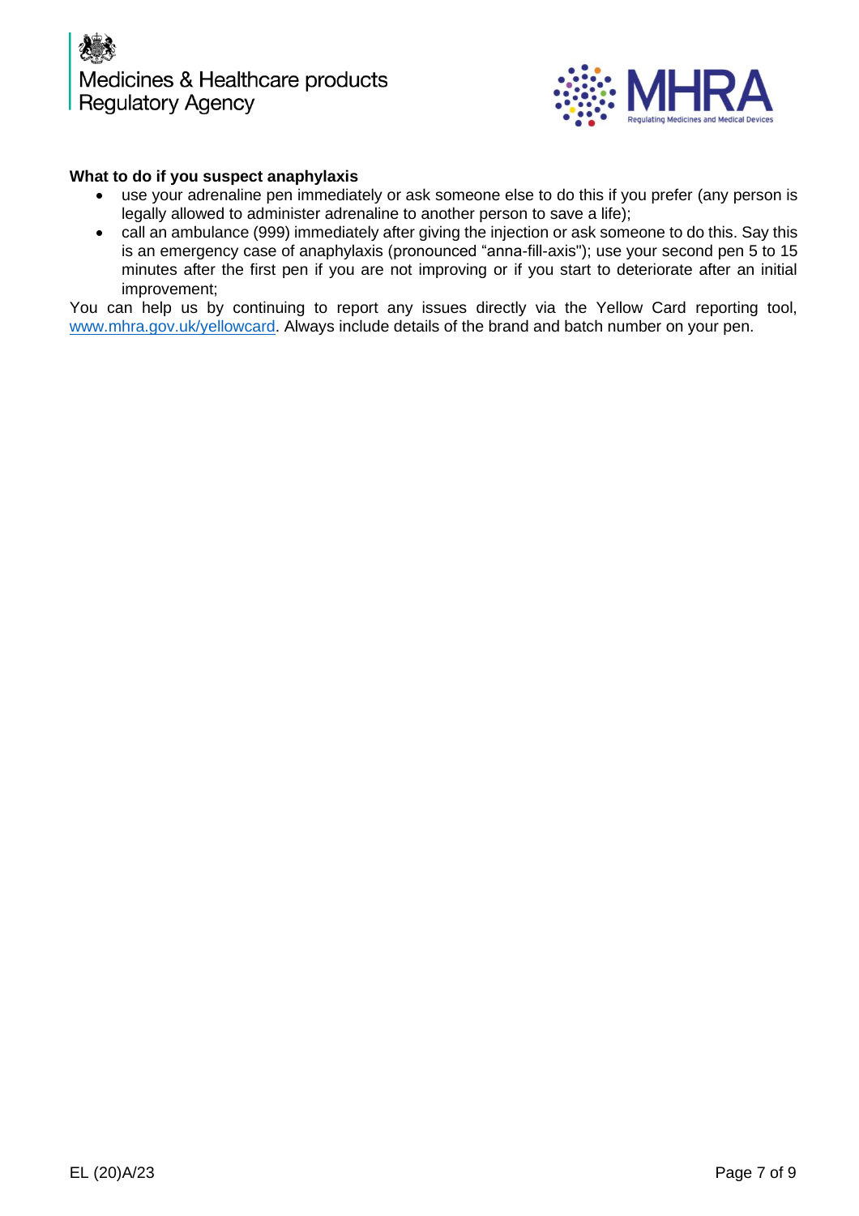**What to do if you suspect anaphylaxis**

- use your adrenaline pen immediately or ask someone else to do this if you prefer (any person is legally allowed to administer adrenaline to another person to save a life);
- call an ambulance (999) immediately after giving the injection or ask someone to do this. Say this is an emergency case of anaphylaxis (pronounced “anna-fill-axis"); use your second pen 5 to 15 minutes after the first pen if you are not improving or if you start to deteriorate after an initial improvement;

You can help us by continuing to report any issues directly via the Yellow Card reporting tool, www.mhra.gov.uk/yellowcard. Always include details of the brand and batch number on your pen.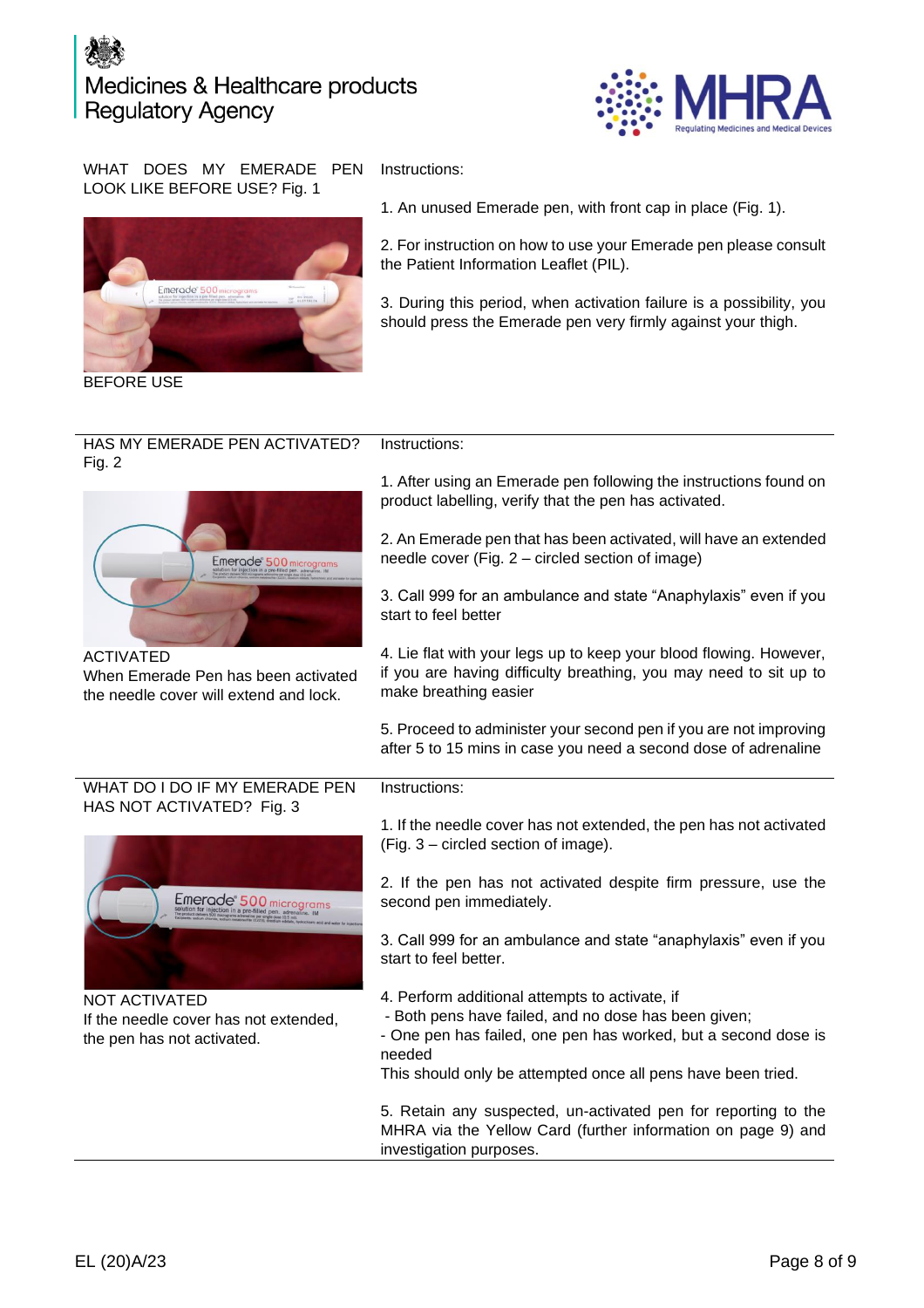WHAT DOES MY EMERADE PEN LOOK LIKE BEFORE USE? Fig. 1

BEFORE USE

Instructions:

1. An unused Emerade pen, with front cap in place (Fig. 1).

2. For instruction on how to use your Emerade pen please consult the Patient Information Leaflet (PIL).

3. During this period, when activation failure is a possibility, you should press the Emerade pen very firmly against your thigh.

---

HAS MY EMERADE PEN ACTIVATED? Fig. 2

ACTIVATED
When Emerade Pen has been activated the needle cover will extend and lock.

Instructions:

1. After using an Emerade pen following the instructions found on product labelling, verify that the pen has activated.

2. An Emerade pen that has been activated, will have an extended needle cover (Fig. 2 – circled section of image)

3. Call 999 for an ambulance and state "Anaphylaxis" even if you start to feel better

4. Lie flat with your legs up to keep your blood flowing. However, if you are having difficulty breathing, you may need to sit up to make breathing easier

5. Proceed to administer your second pen if you are not improving after 5 to 15 mins in case you need a second dose of adrenaline

---

WHAT DO I DO IF MY EMERADE PEN HAS NOT ACTIVATED? Fig. 3

NOT ACTIVATED
If the needle cover has not extended, the pen has not activated.

Instructions:

1. If the needle cover has not extended, the pen has not activated (Fig. 3 – circled section of image).

2. If the pen has not activated despite firm pressure, use the second pen immediately.

3. Call 999 for an ambulance and state "anaphylaxis" even if you start to feel better.

4. Perform additional attempts to activate, if
 - Both pens have failed, and no dose has been given;
 - One pen has failed, one pen has worked, but a second dose is needed
 This should only be attempted once all pens have been tried.

5. Retain any suspected, un-activated pen for reporting to the MHRA via the Yellow Card (further information on page 9) and investigation purposes.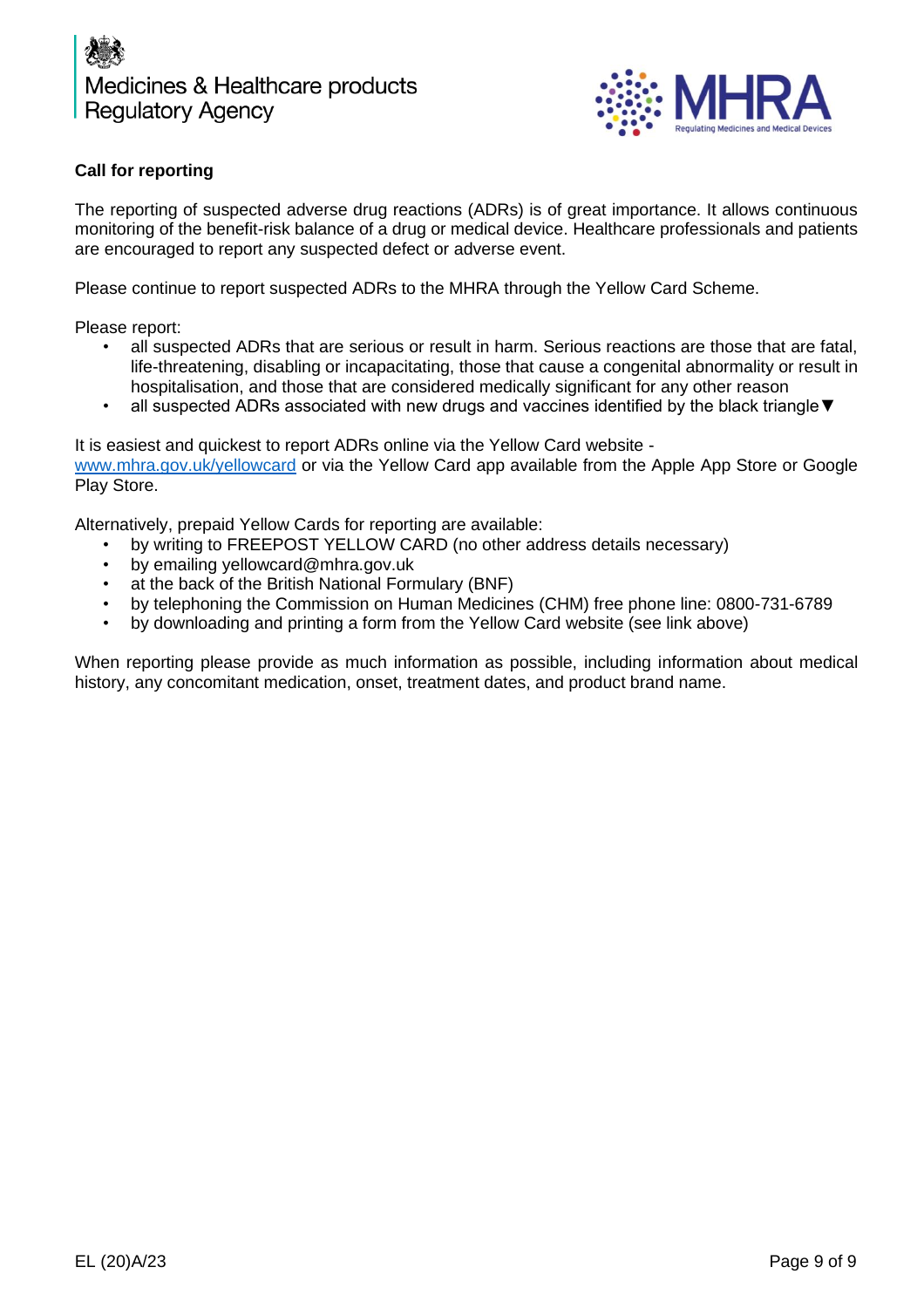**Call for reporting**

The reporting of suspected adverse drug reactions (ADRs) is of great importance. It allows continuous monitoring of the benefit-risk balance of a drug or medical device. Healthcare professionals and patients are encouraged to report any suspected defect or adverse event.

Please continue to report suspected ADRs to the MHRA through the Yellow Card Scheme.

Please report:

- all suspected ADRs that are serious or result in harm. Serious reactions are those that are fatal, life-threatening, disabling or incapacitating, those that cause a congenital abnormality or result in hospitalisation, and those that are considered medically significant for any other reason
- all suspected ADRs associated with new drugs and vaccines identified by the black triangle ▼

It is easiest and quickest to report ADRs online via the Yellow Card website - [www.mhra.gov.uk/yellowcard](http://www.mhra.gov.uk/yellowcard) or via the Yellow Card app available from the Apple App Store or Google Play Store.

Alternatively, prepaid Yellow Cards for reporting are available:

- by writing to FREEPOST YELLOW CARD (no other address details necessary)
- by emailing yellowcard@mhra.gov.uk
- at the back of the British National Formulary (BNF)
- by telephoning the Commission on Human Medicines (CHM) free phone line: 0800-731-6789
- by downloading and printing a form from the Yellow Card website (see link above)

When reporting please provide as much information as possible, including information about medical history, any concomitant medication, onset, treatment dates, and product brand name.